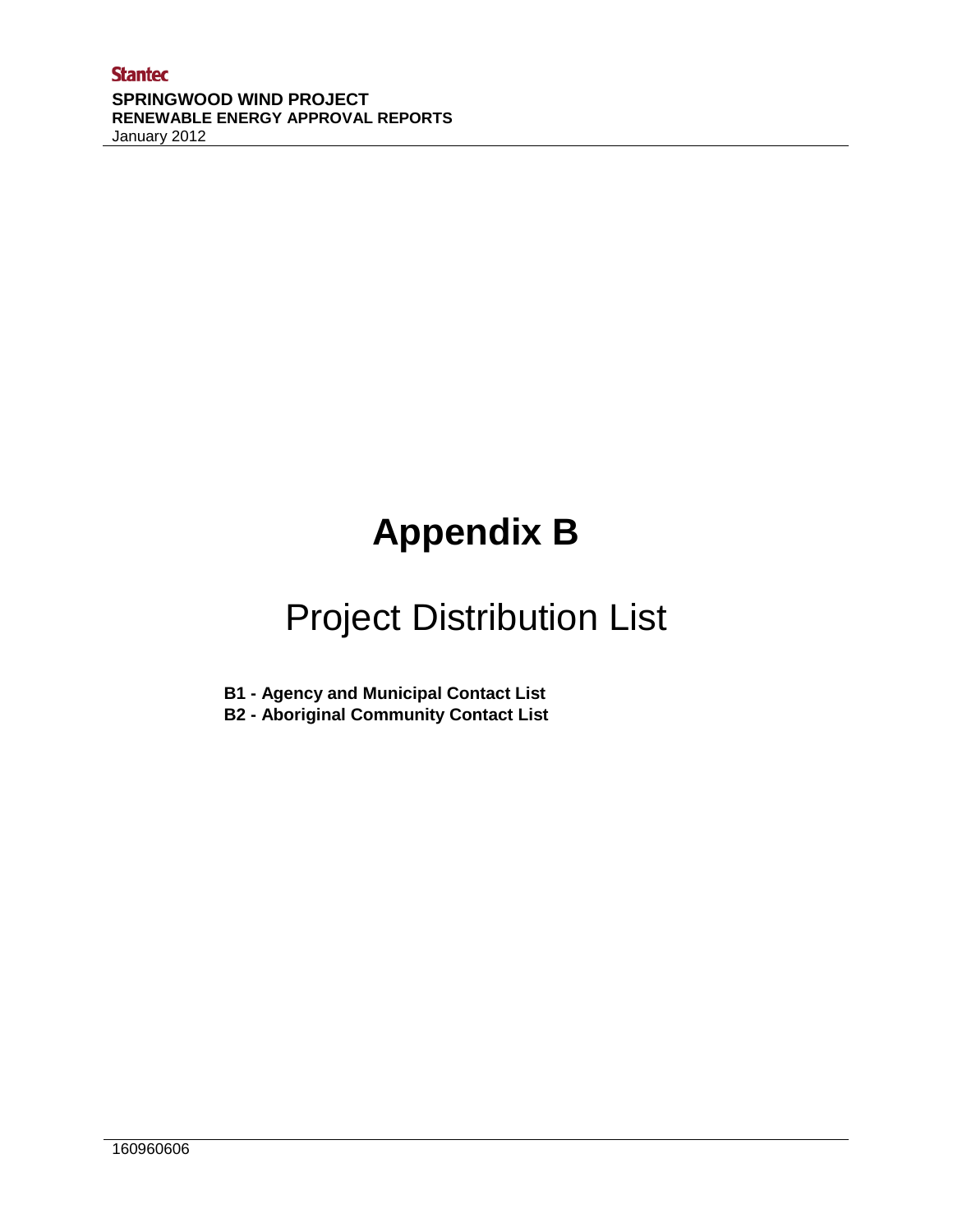# Appendix B

## Project Distribution List

**B1 - Agency and Municipal Contact List**
**B2 - Aboriginal Community Contact List**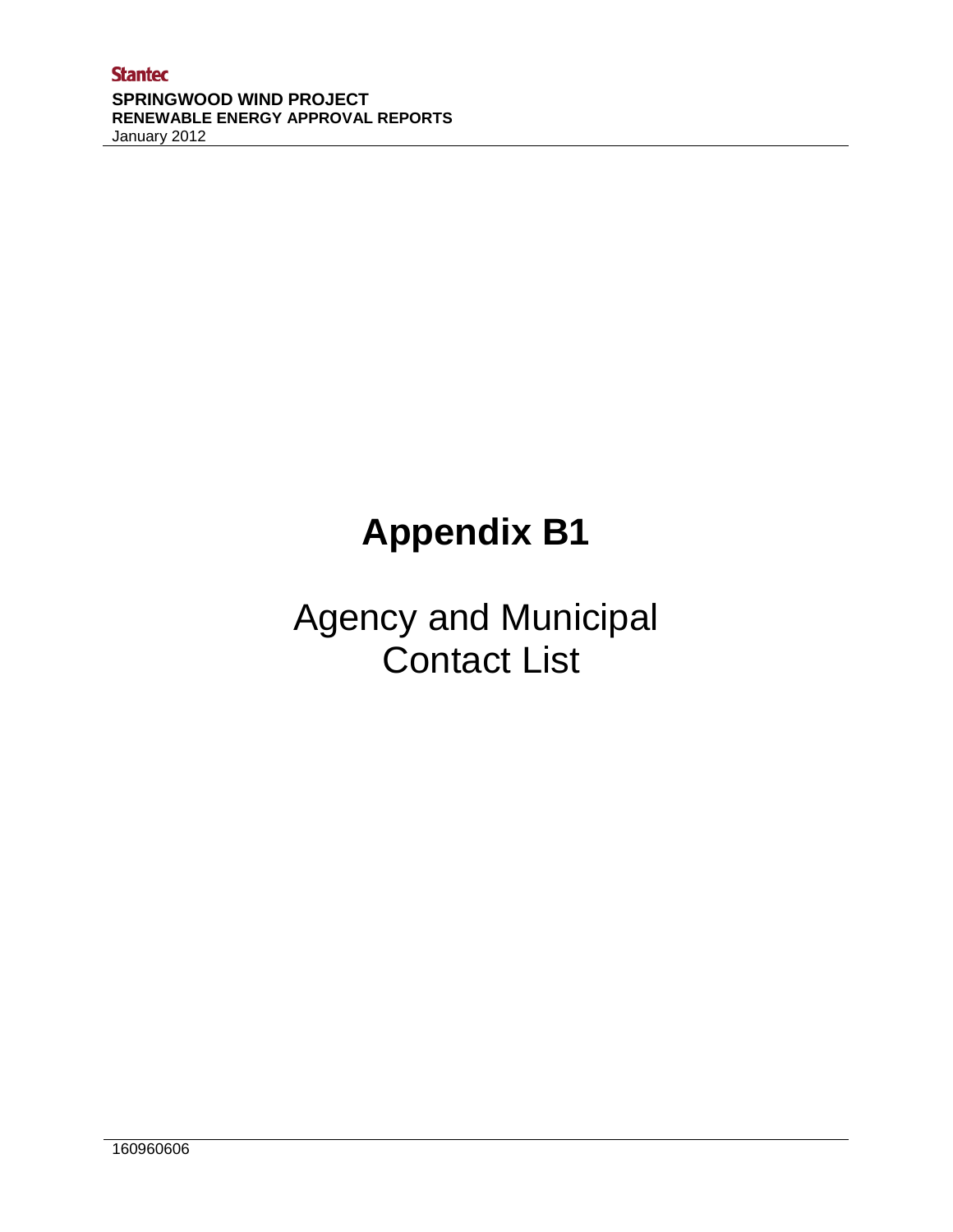# Appendix B1

Agency and Municipal Contact List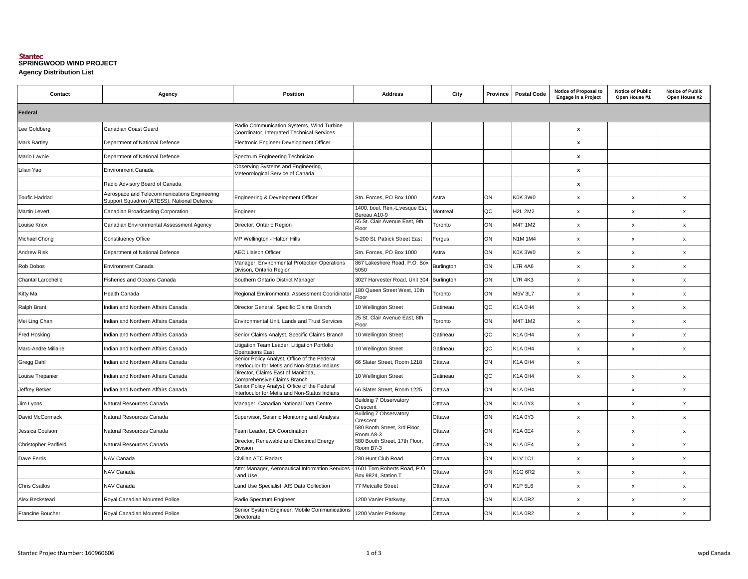Stantec

# SPRINGWOOD WIND PROJECT

**Agency Distribution List**

| Contact | Agency | Position | Address | City | Province | Postal Code | Notice of Proposal to Engage in a Project | Notice of Public Open House #1 | Notice of Public Open House #2 |
|---|---|---|---|---|---|---|---|---|---|
| **Federal** | | | | | | | | | |
| Lee Goldberg | Canadian Coast Guard | Radio Communication Systems, Wind Turbine Coordinator, Integrated Technical Services | | | | | x | | |
| Mark Bartley | Department of National Defence | Electronic Engineer Development Officer | | | | | x | | |
| Mario Lavoie | Department of National Defence | Spectrum Engineering Technician | | | | | x | | |
| Lilian Yao | Environment Canada | Observing Systems and Engineering, Meteorological Service of Canada | | | | | x | | |
| | Radio Advisory Board of Canada | | | | | | x | | |
| Toufic Haddad | Aerospace and Telecommunications Engineering Support Squadron (ATESS), National Defence | Engineering & Development Officer | Stn. Forces, PO Box 1000 | Astra | ON | K0K 3W0 | x | x | x |
| Martin Levert | Canadian Broadcasting Corporation | Engineer | 1400, boul. Ren,-L,vesque Est, Bureau A10-9 | Montreal | QC | H2L 2M2 | x | x | x |
| Louise Knox | Canadian Environmental Assessment Agency | Director, Ontario Region | 55 St. Clair Avenue East, 9th Floor | Toronto | ON | M4T 1M2 | x | x | x |
| Michael Chong | Constituency Office | MP Wellington - Halton Hills | 5-200 St. Patrick Street East | Fergus | ON | N1M 1M4 | x | x | x |
| Andrew Risk | Department of National Defence | AEC Liaison Officer | Stn. Forces, PO Box 1000 | Astra | ON | K0K 3W0 | x | x | x |
| Rob Dobos | Environment Canada | Manager, Environmental Protection Operations Divison, Ontario Region | 867 Lakeshore Road, P.O. Box 5050 | Burlington | ON | L7R 4A6 | x | x | x |
| Chantal Larochelle | Fisheries and Oceans Canada | Southern Ontario District Manager | 3027 Harvester Road, Unit 304 | Burlington | ON | L7R 4K3 | x | x | x |
| Kitty Ma | Health Canada | Regional Environmental Assessment Cooridinator | 180 Queen Street West, 10th Floor | Toronto | ON | M5V 3L7 | x | x | x |
| Ralph Brant | Indian and Northern Affairs Canada | Director General, Specific Claims Branch | 10 Wellington Street | Gatineau | QC | K1A 0H4 | x | x | x |
| Mei Ling Chan | Indian and Northern Affairs Canada | Environmental Unit, Lands and Trust Services | 25 St. Clair Avenue East, 8th Floor | Toronto | ON | M4T 1M2 | x | x | x |
| Fred Hosking | Indian and Northern Affairs Canada | Senior Claims Analyst, Specific Claims Branch | 10 Wellington Street | Gatineau | QC | K1A 0H4 | x | x | x |
| Marc-Andre Millaire | Indian and Northern Affairs Canada | Litigation Team Leader, Litigation Portfolio Opertations East | 10 Wellington Street | Gatineau | QC | K1A 0H4 | x | x | x |
| Gregg Dahl | Indian and Northern Affairs Canada | Senior Policy Analyst, Office of the Federal Interlocular for Metis and Non-Status Indians | 66 Slater Street, Room 1218 | Ottawa | ON | K1A 0H4 | x | | |
| Louise Trepanier | Indian and Northern Affairs Canada | Director, Claims East of Manitoba, Comprehensive Claims Branch | 10 Wellington Street | Gatineau | QC | K1A 0H4 | x | x | x |
| Jeffrey Betker | Indian and Northern Affairs Canada | Senior Policy Analyst, Office of the Federal Interlocular for Metis and Non-Status Indians | 66 Slater Street, Room 1225 | Ottawa | ON | K1A 0H4 | | x | x |
| Jim Lyons | Natural Resources Canada | Manager, Canadian National Data Centre | Building 7 Observatory Crescent | Ottawa | ON | K1A 0Y3 | x | x | x |
| David McCormack | Natural Resources Canada | Supervisor, Seismic Monitoring and Analysis | Building 7 Observatory Crescent | Ottawa | ON | K1A 0Y3 | x | x | x |
| Jessica Coulson | Natural Resources Canada | Team Leader, EA Coordination | 580 Booth Street, 3rd Floor, Room A8-3 | Ottawa | ON | K1A 0E4 | x | x | x |
| Christopher Padfield | Natural Resources Canada | Director, Renewable and Electrical Energy Division | 580 Booth Street, 17th Floor, Room B7-3 | Ottawa | ON | K1A 0E4 | x | x | x |
| Dave Ferris | NAV Canada | Civilian ATC Radars | 280 Hunt Club Road | Ottawa | ON | K1V 1C1 | x | x | x |
| | NAV Canada | Attn: Manager, Aeronautical Information Services - Land Use | 1601 Tom Roberts Road, P.O. Box 9824, Station T | Ottawa | ON | K1G 6R2 | x | x | x |
| Chris Csatlos | NAV Canada | Land Use Specialist, AIS Data Collection | 77 Metcalfe Street | Ottawa | ON | K1P 5L6 | x | x | x |
| Alex Beckstead | Royal Canadian Mounted Police | Radio Spectrum Engineer | 1200 Vanier Parkway | Ottawa | ON | K1A 0R2 | x | x | x |
| Francine Boucher | Royal Canadian Mounted Police | Senior System Engineer, Mobile Communications Directorate | 1200 Vanier Parkway | Ottawa | ON | K1A 0R2 | x | x | x |

Stantec Projec tNumber: 160960606

wpd Canada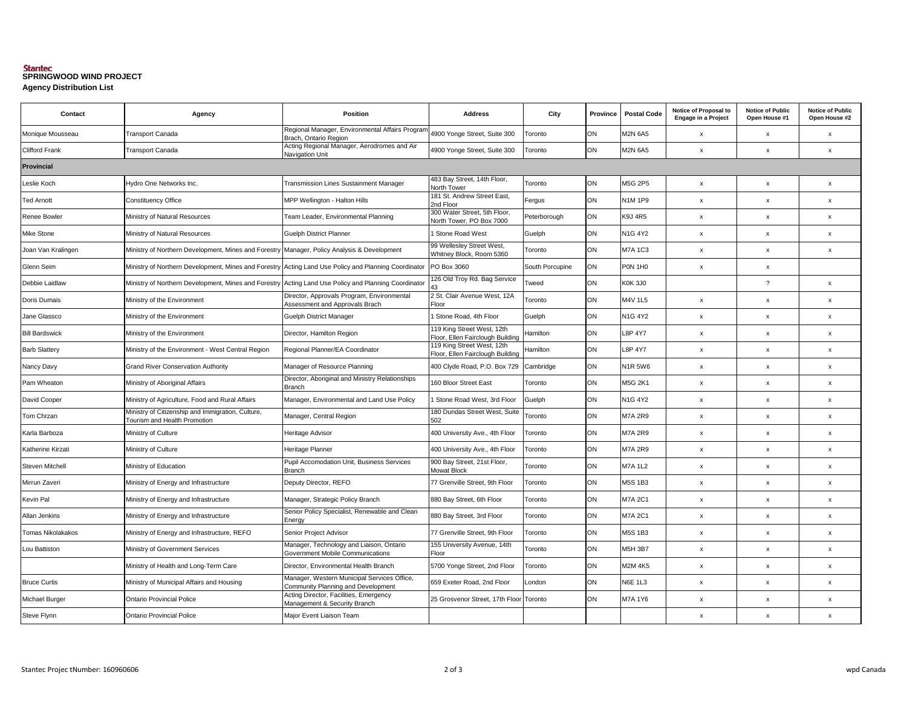Stantec
**SPRINGWOOD WIND PROJECT**
**Agency Distribution List**

| Contact | Agency | Position | Address | City | Province | Postal Code | Notice of Proposal to Engage in a Project | Notice of Public Open House #1 | Notice of Public Open House #2 |
|---|---|---|---|---|---|---|---|---|---|
| Monique Mousseau | Transport Canada | Regional Manager, Environmental Affairs Program Brach, Ontario Region | 4900 Yonge Street, Suite 300 | Toronto | ON | M2N 6A5 | x | x | x |
| Clifford Frank | Transport Canada | Acting Regional Manager, Aerodromes and Air Navigation Unit | 4900 Yonge Street, Suite 300 | Toronto | ON | M2N 6A5 | x | x | x |
| **Provincial** | | | | | | | | | |
| Leslie Koch | Hydro One Networks Inc. | Transmission Lines Sustainment Manager | 483 Bay Street, 14th Floor, North Tower | Toronto | ON | M5G 2P5 | x | x | x |
| Ted Arnott | Constituency Office | MPP Wellington - Halton Hills | 181 St. Andrew Street East, 2nd Floor | Fergus | ON | N1M 1P9 | x | x | x |
| Renee Bowler | Ministry of Natural Resources | Team Leader, Environmental Planning | 300 Water Street, 5th Floor, North Tower, PO Box 7000 | Peterborough | ON | K9J 4R5 | x | x | x |
| Mike Stone | Ministry of Natural Resources | Guelph District Planner | 1 Stone Road West | Guelph | ON | N1G 4Y2 | x | x | x |
| Joan Van Kralingen | Ministry of Northern Development, Mines and Forestry | Manager, Policy Analysis & Development | 99 Wellesley Street West, Whitney Block, Room 5360 | Toronto | ON | M7A 1C3 | x | x | x |
| Glenn Seim | Ministry of Northern Development, Mines and Forestry | Acting Land Use Policy and Planning Coordinator | PO Box 3060 | South Porcupine | ON | P0N 1H0 | x | x | |
| Debbie Laidlaw | Ministry of Northern Development, Mines and Forestry | Acting Land Use Policy and Planning Coordinator | 126 Old Troy Rd. Bag Service 43 | Tweed | ON | K0K 3J0 | | ? | x |
| Doris Dumais | Ministry of the Environment | Director, Approvals Program, Environmental Assessment and Approvals Brach | 2 St. Clair Avenue West, 12A Floor | Toronto | ON | M4V 1L5 | x | x | x |
| Jane Glassco | Ministry of the Environment | Guelph District Manager | 1 Stone Road, 4th Floor | Guelph | ON | N1G 4Y2 | x | x | x |
| Bill Bardswick | Ministry of the Environment | Director, Hamilton Region | 119 King Street West, 12th Floor, Ellen Fairclough Building | Hamilton | ON | L8P 4Y7 | x | x | x |
| Barb Slattery | Ministry of the Environment - West Central Region | Regional Planner/EA Coordinator | 119 King Street West, 12th Floor, Ellen Fairclough Building | Hamilton | ON | L8P 4Y7 | x | x | x |
| Nancy Davy | Grand River Conservation Authority | Manager of Resource Planning | 400 Clyde Road, P.O. Box 729 | Cambridge | ON | N1R 5W6 | x | x | x |
| Pam Wheaton | Ministry of Aboriginal Affairs | Director, Aboriginal and Ministry Relationships Branch | 160 Bloor Street East | Toronto | ON | M5G 2K1 | x | x | x |
| David Cooper | Ministry of Agriculture, Food and Rural Affairs | Manager, Environmental and Land Use Policy | 1 Stone Road West, 3rd Floor | Guelph | ON | N1G 4Y2 | x | x | x |
| Tom Chrzan | Ministry of Citizenship and Immigration, Culture, Tourism and Health Promotion | Manager, Central Region | 180 Dundas Street West, Suite 502 | Toronto | ON | M7A 2R9 | x | x | x |
| Karla Barboza | Ministry of Culture | Heritage Advisor | 400 University Ave., 4th Floor | Toronto | ON | M7A 2R9 | x | x | x |
| Katherine Kirzati | Ministry of Culture | Heritage Planner | 400 University Ave., 4th Floor | Toronto | ON | M7A 2R9 | x | x | x |
| Steven Mitchell | Ministry of Education | Pupil Accomodation Unit, Business Services Branch | 900 Bay Street, 21st Floor, Mowat Block | Toronto | ON | M7A 1L2 | x | x | x |
| Mirrun Zaveri | Ministry of Energy and Infrastructure | Deputy Director, REFO | 77 Grenville Street, 9th Floor | Toronto | ON | M5S 1B3 | x | x | x |
| Kevin Pal | Ministry of Energy and Infrastructure | Manager, Strategic Policy Branch | 880 Bay Street, 6th Floor | Toronto | ON | M7A 2C1 | x | x | x |
| Allan Jenkins | Ministry of Energy and Infrastructure | Senior Policy Specialist, Renewable and Clean Energy | 880 Bay Street, 3rd Floor | Toronto | ON | M7A 2C1 | x | x | x |
| Tomas Nikolakakos | Ministry of Energy and Infrastructure, REFO | Senior Project Advisor | 77 Grenville Street, 9th Floor | Toronto | ON | M5S 1B3 | x | x | x |
| Lou Battiston | Ministry of Government Services | Manager, Technology and Liaison, Ontario Government Mobile Communications | 155 University Avenue, 14th Floor | Toronto | ON | M5H 3B7 | x | x | x |
| | Ministry of Health and Long-Term Care | Director, Environmental Health Branch | 5700 Yonge Street, 2nd Floor | Toronto | ON | M2M 4K5 | x | x | x |
| Bruce Curtis | Ministry of Municipal Affairs and Housing | Manager, Western Municipal Services Office, Community Planning and Development | 659 Exeter Road, 2nd Floor | London | ON | N6E 1L3 | x | x | x |
| Michael Burger | Ontario Provincial Police | Acting Director, Facilities, Emergency Management & Security Branch | 25 Grosvenor Street, 17th Floor | Toronto | ON | M7A 1Y6 | x | x | x |
| Steve Flynn | Ontario Provincial Police | Major Event Liaison Team | | | | | x | x | x |

Stantec Projec tNumber: 160960606

wpd Canada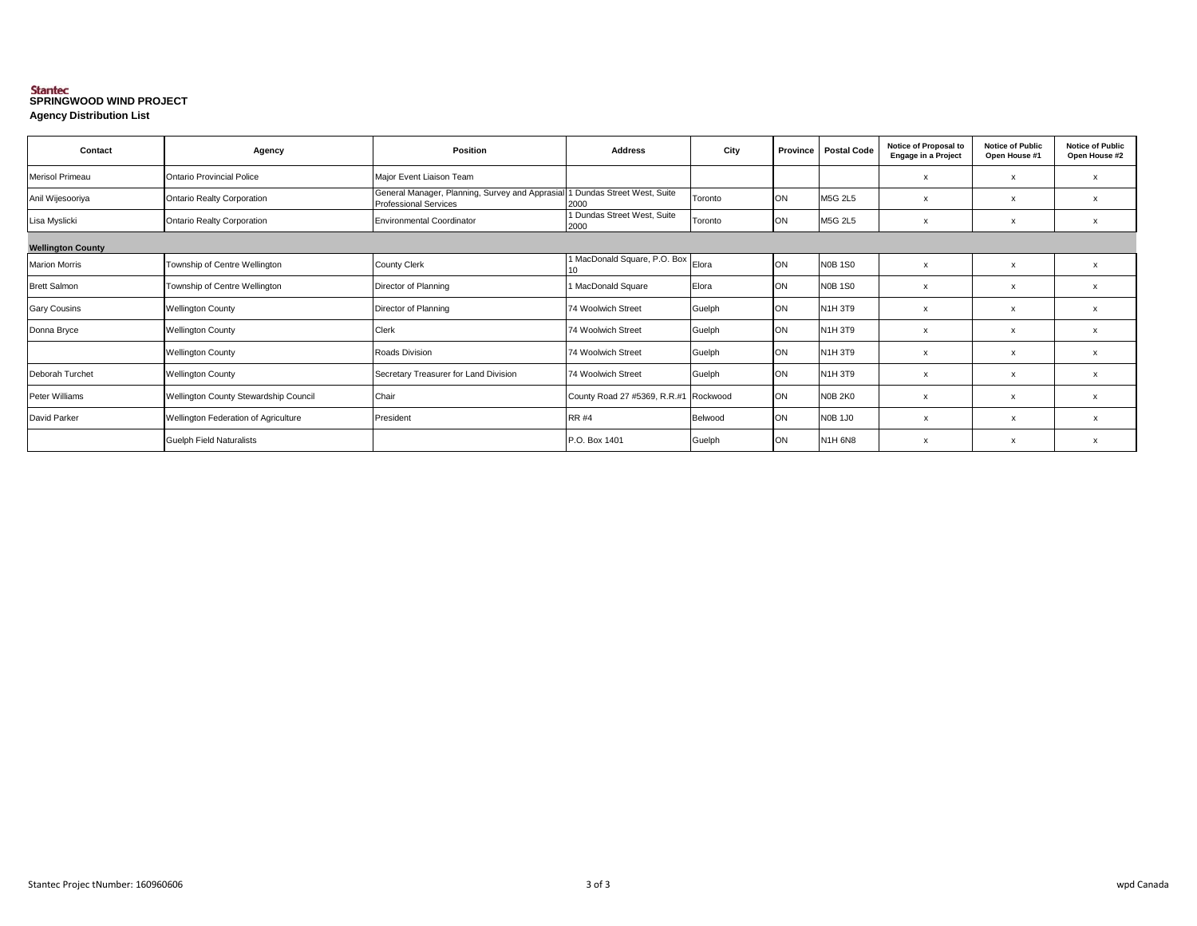Stantec

**SPRINGWOOD WIND PROJECT**

**Agency Distribution List**

| Contact | Agency | Position | Address | City | Province | Postal Code | Notice of Proposal to Engage in a Project | Notice of Public Open House #1 | Notice of Public Open House #2 |
|---|---|---|---|---|---|---|---|---|---|
| Merisol Primeau | Ontario Provincial Police | Major Event Liaison Team | | | | | x | x | x |
| Anil Wijesooriya | Ontario Realty Corporation | General Manager, Planning, Survey and Apprasial Professional Services | 1 Dundas Street West, Suite 2000 | Toronto | ON | M5G 2L5 | x | x | x |
| Lisa Myslicki | Ontario Realty Corporation | Environmental Coordinator | 1 Dundas Street West, Suite 2000 | Toronto | ON | M5G 2L5 | x | x | x |
| **Wellington County** | | | | | | | | | |
| Marion Morris | Township of Centre Wellington | County Clerk | 1 MacDonald Square, P.O. Box 10 | Elora | ON | N0B 1S0 | x | x | x |
| Brett Salmon | Township of Centre Wellington | Director of Planning | 1 MacDonald Square | Elora | ON | N0B 1S0 | x | x | x |
| Gary Cousins | Wellington County | Director of Planning | 74 Woolwich Street | Guelph | ON | N1H 3T9 | x | x | x |
| Donna Bryce | Wellington County | Clerk | 74 Woolwich Street | Guelph | ON | N1H 3T9 | x | x | x |
| | Wellington County | Roads Division | 74 Woolwich Street | Guelph | ON | N1H 3T9 | x | x | x |
| Deborah Turchet | Wellington County | Secretary Treasurer for Land Division | 74 Woolwich Street | Guelph | ON | N1H 3T9 | x | x | x |
| Peter Williams | Wellington County Stewardship Council | Chair | County Road 27 #5369, R.R.#1 | Rockwood | ON | N0B 2K0 | x | x | x |
| David Parker | Wellington Federation of Agriculture | President | RR #4 | Belwood | ON | N0B 1J0 | x | x | x |
| | Guelph Field Naturalists | | P.O. Box 1401 | Guelph | ON | N1H 6N8 | x | x | x |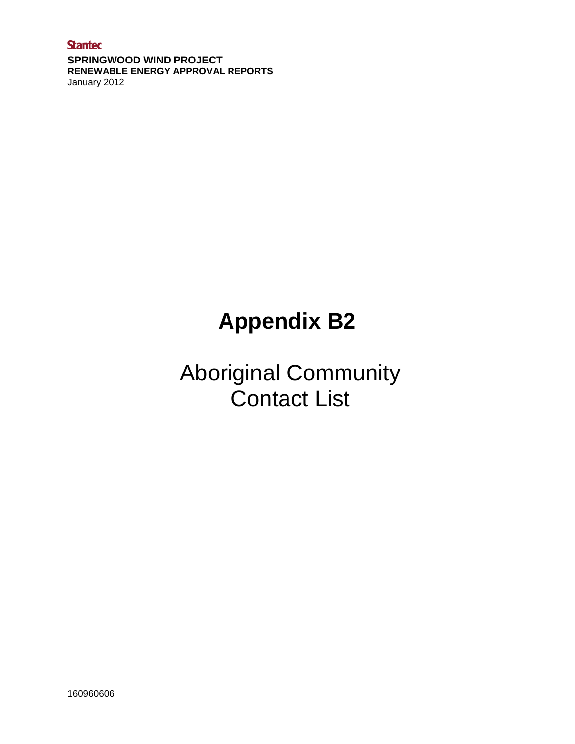# Appendix B2

## Aboriginal Community Contact List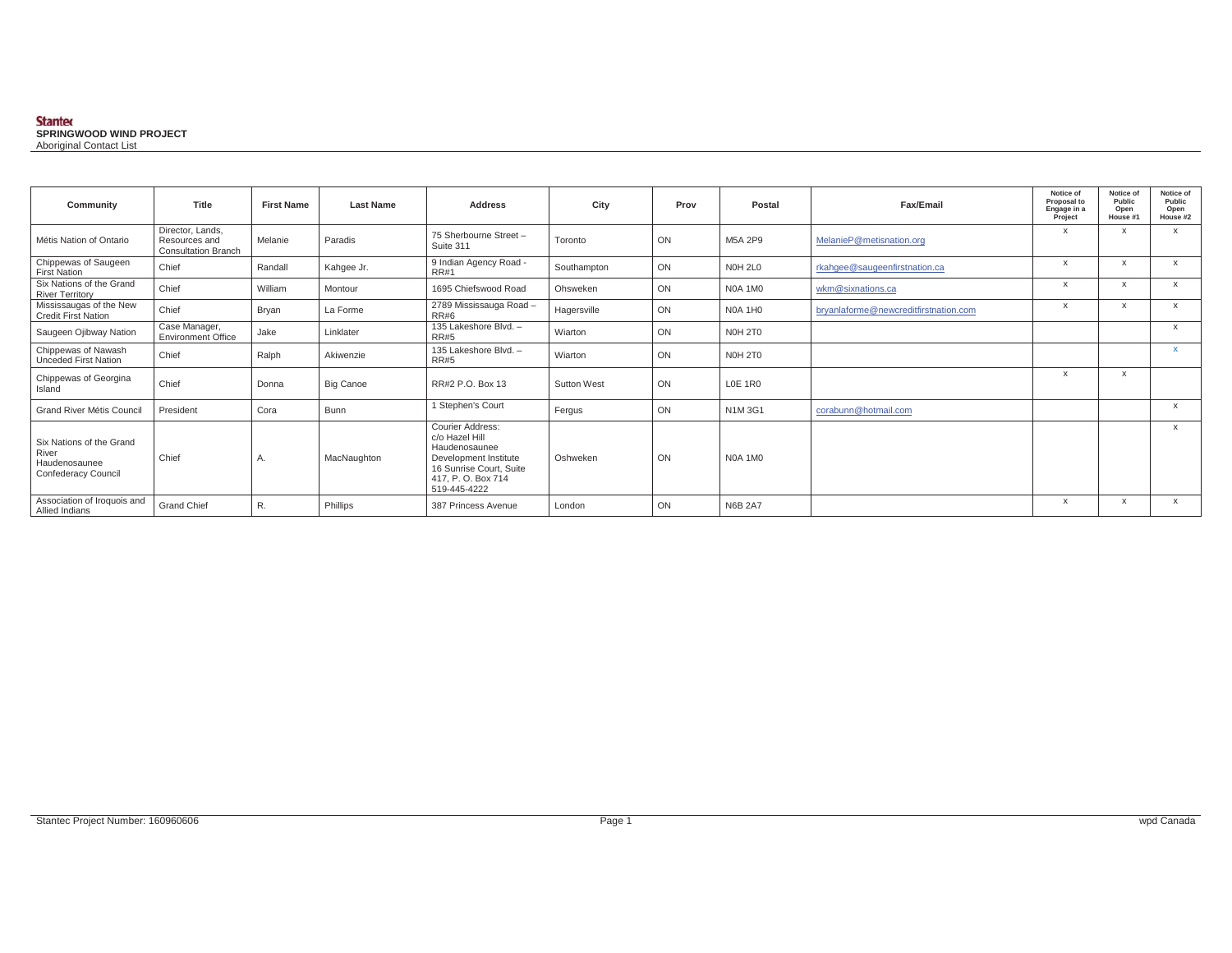**Stantec**
**SPRINGWOOD WIND PROJECT**
Aboriginal Contact List

| Community | Title | First Name | Last Name | Address | City | Prov | Postal | Fax/Email | Notice of Proposal to Engage in a Project | Notice of Public Open House #1 | Notice of Public Open House #2 |
|---|---|---|---|---|---|---|---|---|---|---|---|
| Métis Nation of Ontario | Director, Lands, Resources and Consultation Branch | Melanie | Paradis | 75 Sherbourne Street – Suite 311 | Toronto | ON | M5A 2P9 | MelanieP@metisnation.org | x | x | x |
| Chippewas of Saugeen First Nation | Chief | Randall | Kahgee Jr. | 9 Indian Agency Road - RR#1 | Southampton | ON | N0H 2L0 | rkahgee@saugeenfirstnation.ca | x | x | x |
| Six Nations of the Grand River Territory | Chief | William | Montour | 1695 Chiefswood Road | Ohsweken | ON | N0A 1M0 | wkm@sixnations.ca | x | x | x |
| Mississaugas of the New Credit First Nation | Chief | Bryan | La Forme | 2789 Mississauga Road – RR#6 | Hagersville | ON | N0A 1H0 | bryanlaforme@newcreditfirstnation.com | x | x | x |
| Saugeen Ojibway Nation | Case Manager, Environment Office | Jake | Linklater | 135 Lakeshore Blvd. – RR#5 | Wiarton | ON | N0H 2T0 | | | | x |
| Chippewas of Nawash Unceded First Nation | Chief | Ralph | Akiwenzie | 135 Lakeshore Blvd. – RR#5 | Wiarton | ON | N0H 2T0 | | | | x |
| Chippewas of Georgina Island | Chief | Donna | Big Canoe | RR#2 P.O. Box 13 | Sutton West | ON | L0E 1R0 | | x | x | |
| Grand River Métis Council | President | Cora | Bunn | 1 Stephen's Court | Fergus | ON | N1M 3G1 | corabunn@hotmail.com | | | x |
| Six Nations of the Grand River Haudenosaunee Confederacy Council | Chief | A. | MacNaughton | Courier Address: c/o Hazel Hill Haudenosaunee Development Institute 16 Sunrise Court, Suite 417, P. O. Box 714 519-445-4222 | Oshweken | ON | N0A 1M0 | | | | x |
| Association of Iroquois and Allied Indians | Grand Chief | R. | Phillips | 387 Princess Avenue | London | ON | N6B 2A7 | | x | x | x |

Stantec Project Number: 160960606 | wpd Canada